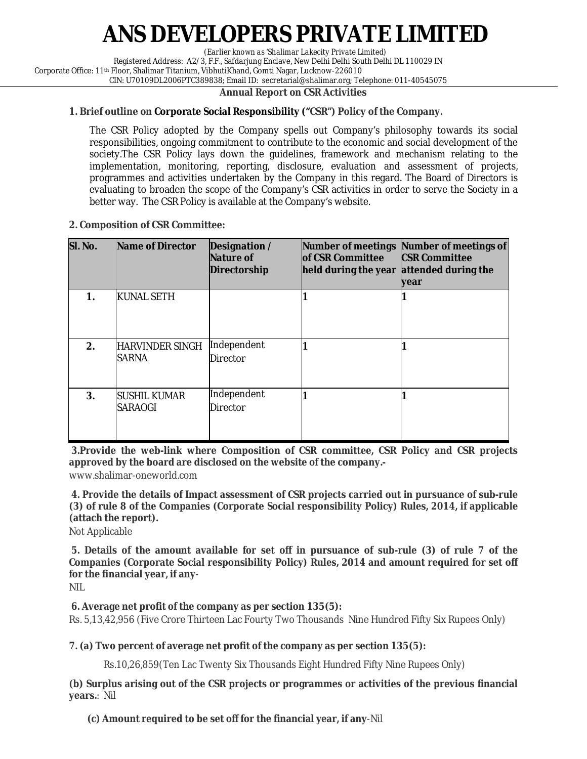# ANS DEVELOPERS PRIVATE LIMITED

*(Earlier known as 'Shalimar Lakecity Private Limited)*

Registered Address: A2/3, F.F., Safdarjung Enclave, New Delhi Delhi South Delhi DL 110029 IN

Corporate Office: 11th Floor, Shalimar Titanium, VibhutiKhand, Gomti Nagar, Lucknow-226010

CIN: U70109DL2006PTC389838; Email ID: secretarial@shalimar.org; Telephone: 011-40545075

**Annual Report on CSR Activities**

**1. Brief outline on Corporate Social Responsibility ("CSR") Policy of the Company.**

The CSR Policy adopted by the Company spells out Company's philosophy towards its social responsibilities, ongoing commitment to contribute to the economic and social development of the society.The CSR Policy lays down the guidelines, framework and mechanism relating to the implementation, monitoring, reporting, disclosure, evaluation and assessment of projects, programmes and activities undertaken by the Company in this regard. The Board of Directors is evaluating to broaden the scope of the Company's CSR activities in order to serve the Society in a better way. The CSR Policy is available at the Company's website.

**2. Composition of CSR Committee:**

| Sl. No. | Name of Director | Designation / Nature of Directorship | Number of meetings of CSR Committee held during the year | Number of meetings of CSR Committee attended during the year |
|---|---|---|---|---|
| 1. | KUNAL SETH | | 1 | 1 |
| 2. | HARVINDER SINGH SARNA | Independent Director | 1 | 1 |
| 3. | SUSHIL KUMAR SARAOGI | Independent Director | 1 | 1 |

**3.Provide the web-link where Composition of CSR committee, CSR Policy and CSR projects approved by the board are disclosed on the website of the company.-**

www.shalimar-oneworld.com

**4. Provide the details of Impact assessment of CSR projects carried out in pursuance of sub-rule (3) of rule 8 of the Companies (Corporate Social responsibility Policy) Rules, 2014, if applicable (attach the report).**

Not Applicable

**5. Details of the amount available for set off in pursuance of sub-rule (3) of rule 7 of the Companies (Corporate Social responsibility Policy) Rules, 2014 and amount required for set off for the financial year, if any**-

NIL

**6. Average net profit of the company as per section 135(5):**

Rs. 5,13,42,956 (Five Crore Thirteen Lac Fourty Two Thousands Nine Hundred Fifty Six Rupees Only)

**7. (a) Two percent of average net profit of the company as per section 135(5):**

Rs.10,26,859(Ten Lac Twenty Six Thousands Eight Hundred Fifty Nine Rupees Only)

**(b) Surplus arising out of the CSR projects or programmes or activities of the previous financial years.**: Nil

**(c) Amount required to be set off for the financial year, if any**-Nil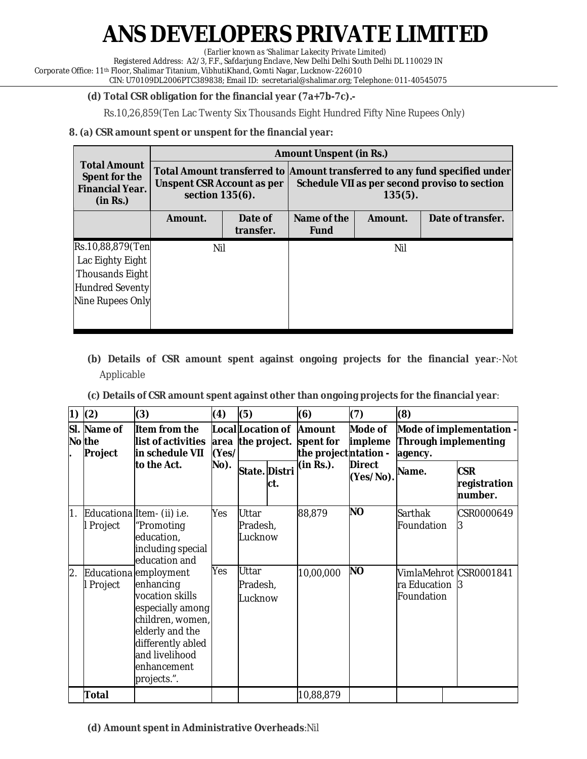**(d) Total CSR obligation for the financial year (7a+7b-7c).-**

Rs.10,26,859(Ten Lac Twenty Six Thousands Eight Hundred Fifty Nine Rupees Only)

**8. (a) CSR amount spent or unspent for the financial year:**

| Total Amount Spent for the Financial Year. (in Rs.) | Amount Unspent (in Rs.) | | | | |
|---|---|---|---|---|---|
| | Total Amount transferred to Unspent CSR Account as per section 135(6). | | Amount transferred to any fund specified under Schedule VII as per second proviso to section 135(5). | | |
| | Amount. | Date of transfer. | Name of the Fund | Amount. | Date of transfer. |
| Rs.10,88,879(Ten Lac Eighty Eight Thousands Eight Hundred Seventy Nine Rupees Only | Nil | | Nil | | |

**(b) Details of CSR amount spent against ongoing projects for the financial year**:-Not Applicable

**(c) Details of CSR amount spent against other than ongoing projects for the financial year**:

| (1) | (2) | (3) | (4) | (5) | | (6) | (7) | (8) | |
|---|---|---|---|---|---|---|---|---|---|
| Sl. No. | Name of the Project | Item from the list of activities in schedule VII to the Act. | Local area (Yes/ No). | Location of the project. | | Amount spent for the project (in Rs.). | Mode of implementation - Direct (Yes/No). | Mode of implementation - Through implementing agency. | |
| | | | | State. | District. | | | Name. | CSR registration number. |
| 1. | Educational Project | Item- (ii) i.e. "Promoting education, including special education and employment enhancing vocation skills especially among children, women, elderly and the differently abled and livelihood enhancement projects.". | Yes | Uttar Pradesh, Lucknow | | 88,879 | NO | Sarthak Foundation | CSR00006493 |
| 2. | Educational Project | | Yes | Uttar Pradesh, Lucknow | | 10,00,000 | NO | VimlaMehrotra Education Foundation | CSR00018413 |
| | Total | | | | | 10,88,879 | | | |

**(d) Amount spent in Administrative Overheads**:Nil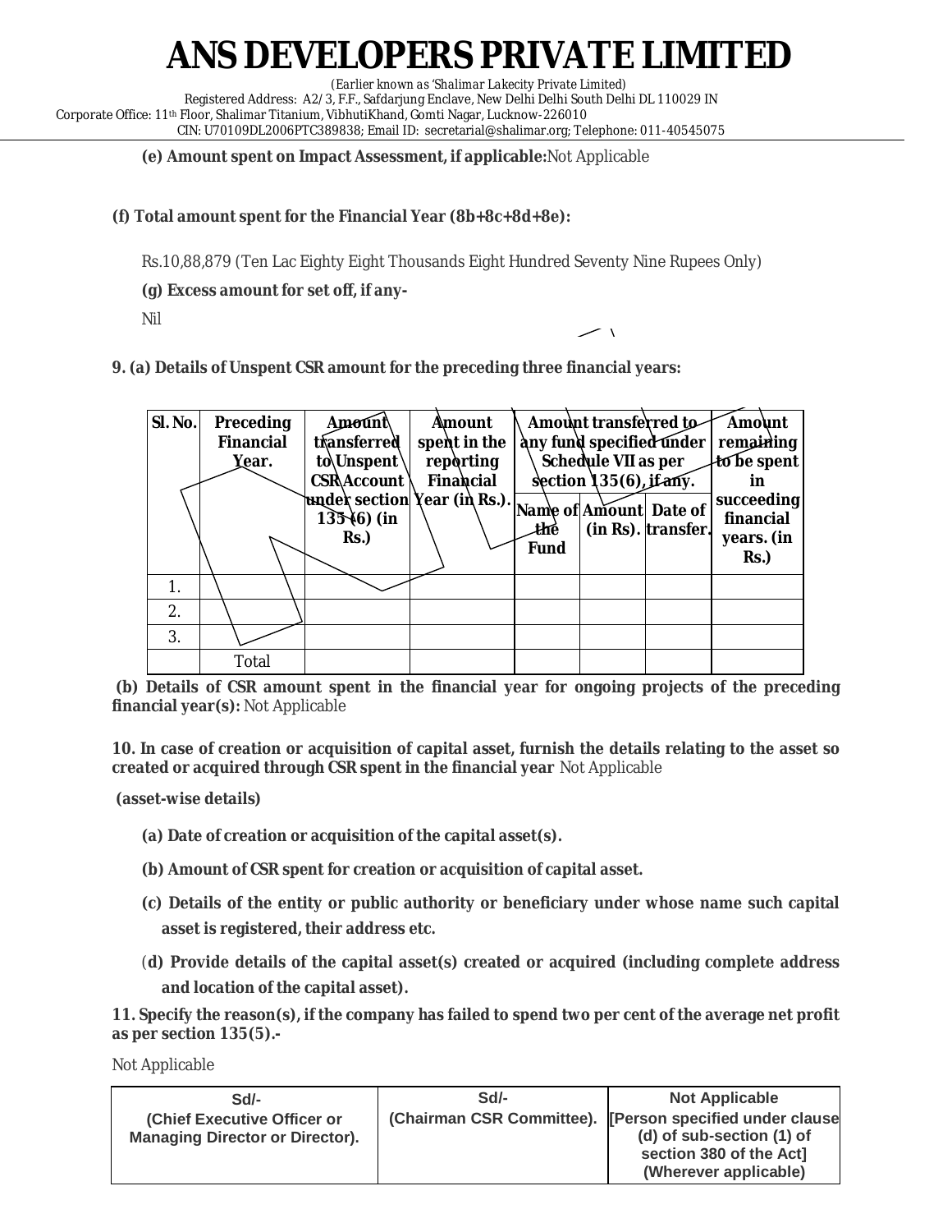# ANS DEVELOPERS PRIVATE LIMITED

*(Earlier known as 'Shalimar Lakecity Private Limited)*

Registered Address: A2/3, F.F., Safdarjung Enclave, New Delhi Delhi South Delhi DL 110029 IN

Corporate Office: 11th Floor, Shalimar Titanium, VibhutiKhand, Gomti Nagar, Lucknow-226010

CIN: U70109DL2006PTC389838; Email ID: secretarial@shalimar.org; Telephone: 011-40545075

**(e) Amount spent on Impact Assessment, if applicable:** Not Applicable

**(f) Total amount spent for the Financial Year (8b+8c+8d+8e):**

Rs.10,88,879 (Ten Lac Eighty Eight Thousands Eight Hundred Seventy Nine Rupees Only)

**(g) Excess amount for set off, if any-**

Nil

**9. (a) Details of Unspent CSR amount for the preceding three financial years:**

| Sl. No. | Preceding Financial Year. | Amount transferred to Unspent CSR Account under section 135 (6) (in Rs.) | Amount spent in the reporting Financial Year (in Rs.). | Amount transferred to any fund specified under Schedule VII as per section 135(6), if any. | | | Amount remaining to be spent in succeeding financial years. (in Rs.) |
|---|---|---|---|---|---|---|---|
| | | | | Name of the Fund | Amount (in Rs). | Date of transfer. | |
| 1. | | | | | | | |
| 2. | | | | | | | |
| 3. | | | | | | | |
| | Total | | | | | | |

**(b) Details of CSR amount spent in the financial year for ongoing projects of the preceding financial year(s):** Not Applicable

**10. In case of creation or acquisition of capital asset, furnish the details relating to the asset so created or acquired through CSR spent in the financial year** Not Applicable

**(asset-wise details)**

**(a) Date of creation or acquisition of the capital asset(s).**

**(b) Amount of CSR spent for creation or acquisition of capital asset.**

**(c) Details of the entity or public authority or beneficiary under whose name such capital asset is registered, their address etc.**

**(d) Provide details of the capital asset(s) created or acquired (including complete address and location of the capital asset).**

**11. Specify the reason(s), if the company has failed to spend two per cent of the average net profit as per section 135(5).-**

Not Applicable

| Sd/- (Chief Executive Officer or Managing Director or Director). | Sd/- (Chairman CSR Committee). | Not Applicable [Person specified under clause (d) of sub-section (1) of section 380 of the Act] (Wherever applicable) |
|---|---|---|